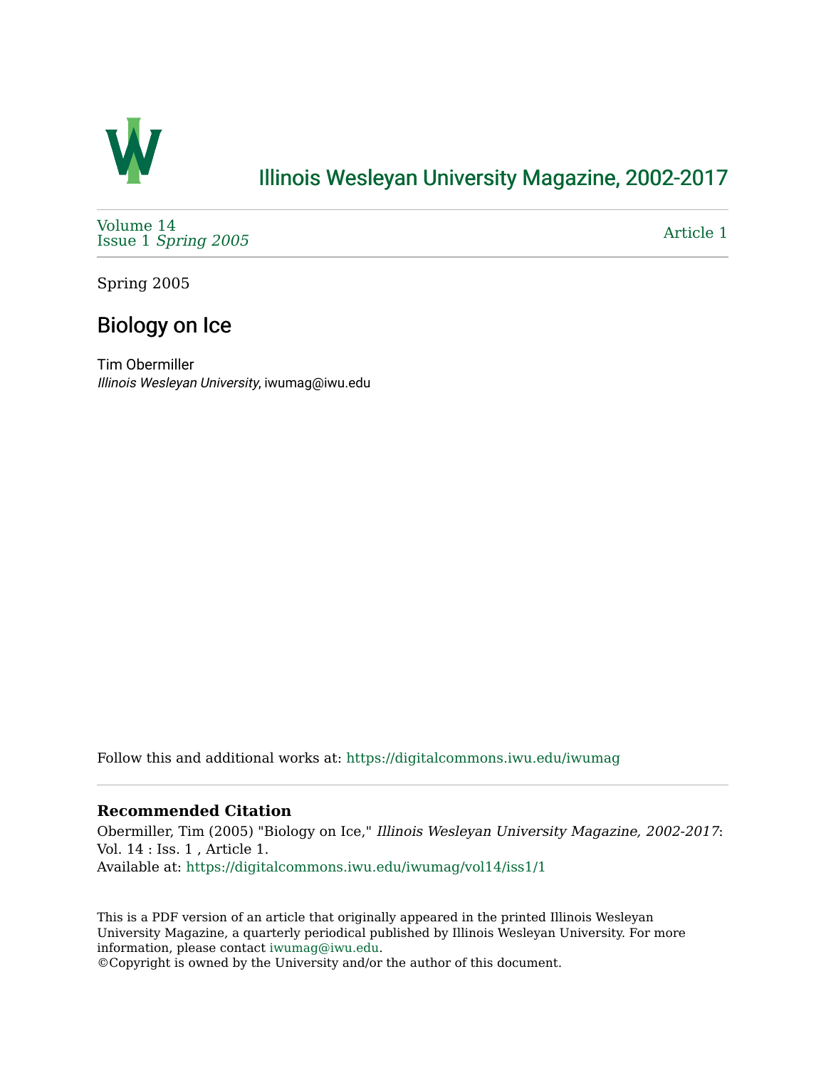# Illinois Wesleyan University Magazine, 2002-2017

Volume 14
Issue 1 *Spring 2005*

Article 1

Spring 2005

## Biology on Ice

Tim Obermiller
*Illinois Wesleyan University*, iwumag@iwu.edu

Follow this and additional works at: https://digitalcommons.iwu.edu/iwumag

### Recommended Citation

Obermiller, Tim (2005) "Biology on Ice," *Illinois Wesleyan University Magazine, 2002-2017*: Vol. 14 : Iss. 1 , Article 1.
Available at: https://digitalcommons.iwu.edu/iwumag/vol14/iss1/1

This is a PDF version of an article that originally appeared in the printed Illinois Wesleyan University Magazine, a quarterly periodical published by Illinois Wesleyan University. For more information, please contact iwumag@iwu.edu.
©Copyright is owned by the University and/or the author of this document.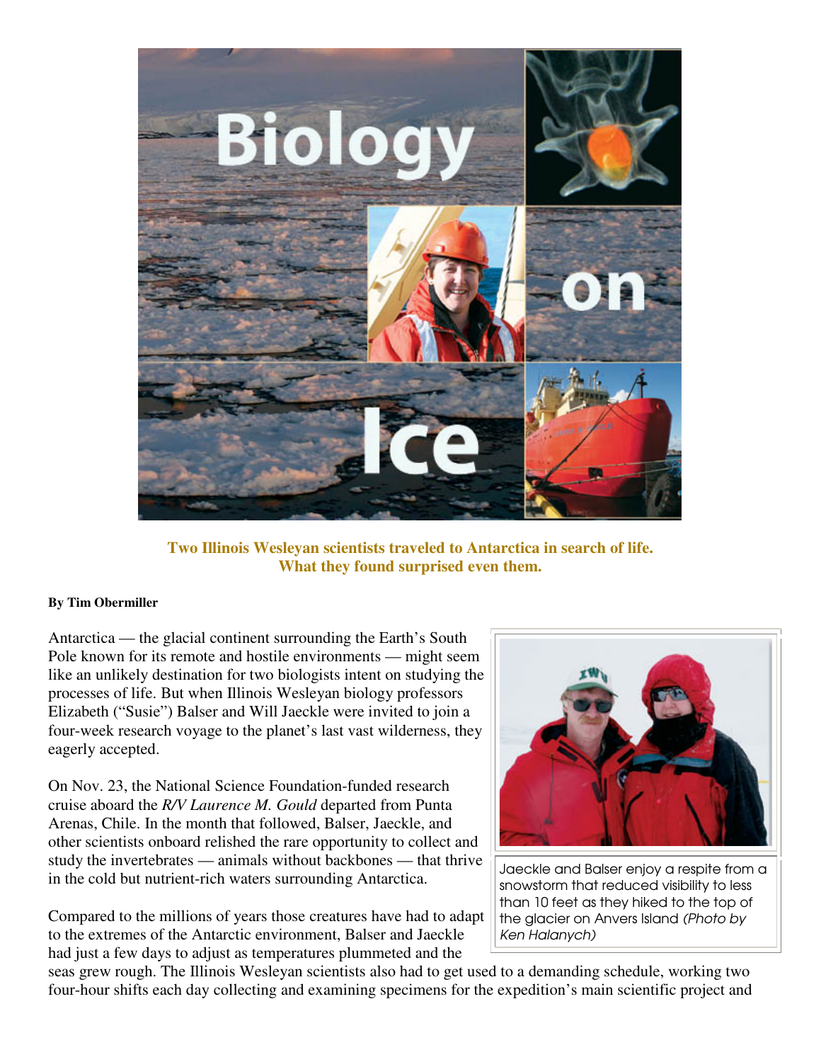# Biology on Ice

**Two Illinois Wesleyan scientists traveled to Antarctica in search of life. What they found surprised even them.**

**By Tim Obermiller**

Antarctica — the glacial continent surrounding the Earth's South Pole known for its remote and hostile environments — might seem like an unlikely destination for two biologists intent on studying the processes of life. But when Illinois Wesleyan biology professors Elizabeth ("Susie") Balser and Will Jaeckle were invited to join a four-week research voyage to the planet's last vast wilderness, they eagerly accepted.

Jaeckle and Balser enjoy a respite from a snowstorm that reduced visibility to less than 10 feet as they hiked to the top of the glacier on Anvers Island *(Photo by Ken Halanych)*

On Nov. 23, the National Science Foundation-funded research cruise aboard the *R/V Laurence M. Gould* departed from Punta Arenas, Chile. In the month that followed, Balser, Jaeckle, and other scientists onboard relished the rare opportunity to collect and study the invertebrates — animals without backbones — that thrive in the cold but nutrient-rich waters surrounding Antarctica.

Compared to the millions of years those creatures have had to adapt to the extremes of the Antarctic environment, Balser and Jaeckle had just a few days to adjust as temperatures plummeted and the seas grew rough. The Illinois Wesleyan scientists also had to get used to a demanding schedule, working two four-hour shifts each day collecting and examining specimens for the expedition's main scientific project and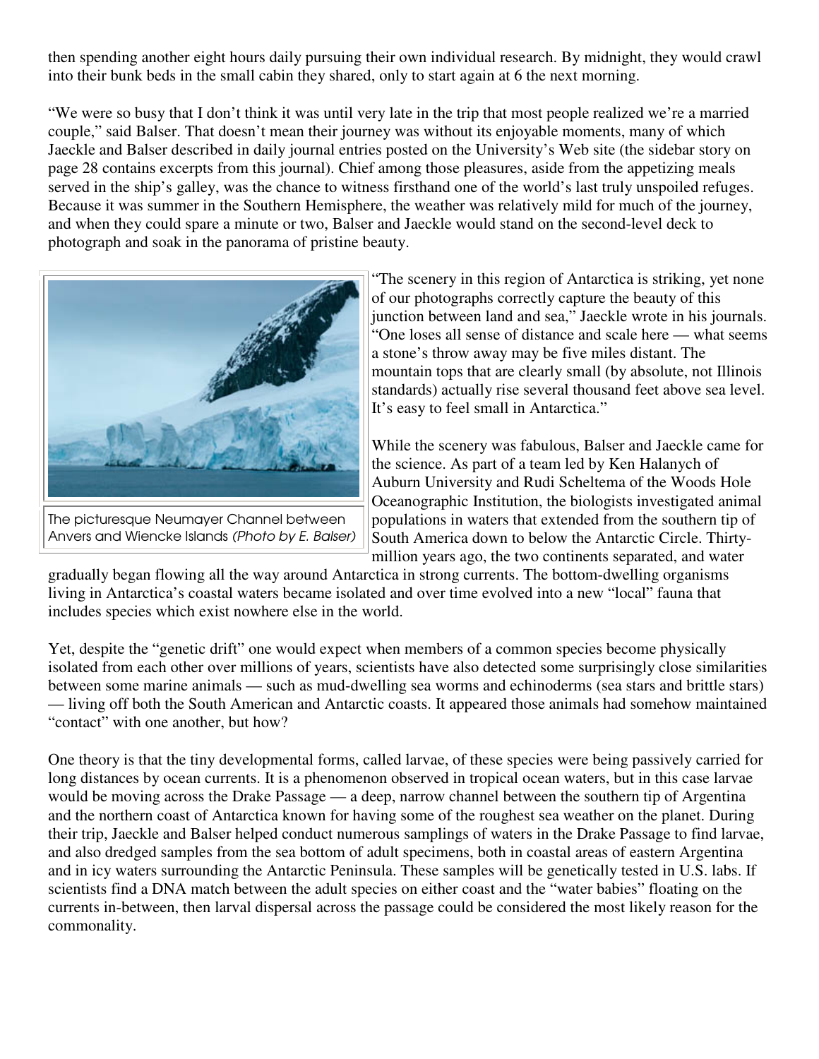then spending another eight hours daily pursuing their own individual research. By midnight, they would crawl into their bunk beds in the small cabin they shared, only to start again at 6 the next morning.

"We were so busy that I don't think it was until very late in the trip that most people realized we're a married couple," said Balser. That doesn't mean their journey was without its enjoyable moments, many of which Jaeckle and Balser described in daily journal entries posted on the University's Web site (the sidebar story on page 28 contains excerpts from this journal). Chief among those pleasures, aside from the appetizing meals served in the ship's galley, was the chance to witness firsthand one of the world's last truly unspoiled refuges. Because it was summer in the Southern Hemisphere, the weather was relatively mild for much of the journey, and when they could spare a minute or two, Balser and Jaeckle would stand on the second-level deck to photograph and soak in the panorama of pristine beauty.

The picturesque Neumayer Channel between Anvers and Wiencke Islands *(Photo by E. Balser)*

"The scenery in this region of Antarctica is striking, yet none of our photographs correctly capture the beauty of this junction between land and sea," Jaeckle wrote in his journals. "One loses all sense of distance and scale here — what seems a stone's throw away may be five miles distant. The mountain tops that are clearly small (by absolute, not Illinois standards) actually rise several thousand feet above sea level. It's easy to feel small in Antarctica."

While the scenery was fabulous, Balser and Jaeckle came for the science. As part of a team led by Ken Halanych of Auburn University and Rudi Scheltema of the Woods Hole Oceanographic Institution, the biologists investigated animal populations in waters that extended from the southern tip of South America down to below the Antarctic Circle. Thirty-million years ago, the two continents separated, and water gradually began flowing all the way around Antarctica in strong currents. The bottom-dwelling organisms living in Antarctica's coastal waters became isolated and over time evolved into a new "local" fauna that includes species which exist nowhere else in the world.

Yet, despite the "genetic drift" one would expect when members of a common species become physically isolated from each other over millions of years, scientists have also detected some surprisingly close similarities between some marine animals — such as mud-dwelling sea worms and echinoderms (sea stars and brittle stars) — living off both the South American and Antarctic coasts. It appeared those animals had somehow maintained "contact" with one another, but how?

One theory is that the tiny developmental forms, called larvae, of these species were being passively carried for long distances by ocean currents. It is a phenomenon observed in tropical ocean waters, but in this case larvae would be moving across the Drake Passage — a deep, narrow channel between the southern tip of Argentina and the northern coast of Antarctica known for having some of the roughest sea weather on the planet. During their trip, Jaeckle and Balser helped conduct numerous samplings of waters in the Drake Passage to find larvae, and also dredged samples from the sea bottom of adult specimens, both in coastal areas of eastern Argentina and in icy waters surrounding the Antarctic Peninsula. These samples will be genetically tested in U.S. labs. If scientists find a DNA match between the adult species on either coast and the "water babies" floating on the currents in-between, then larval dispersal across the passage could be considered the most likely reason for the commonality.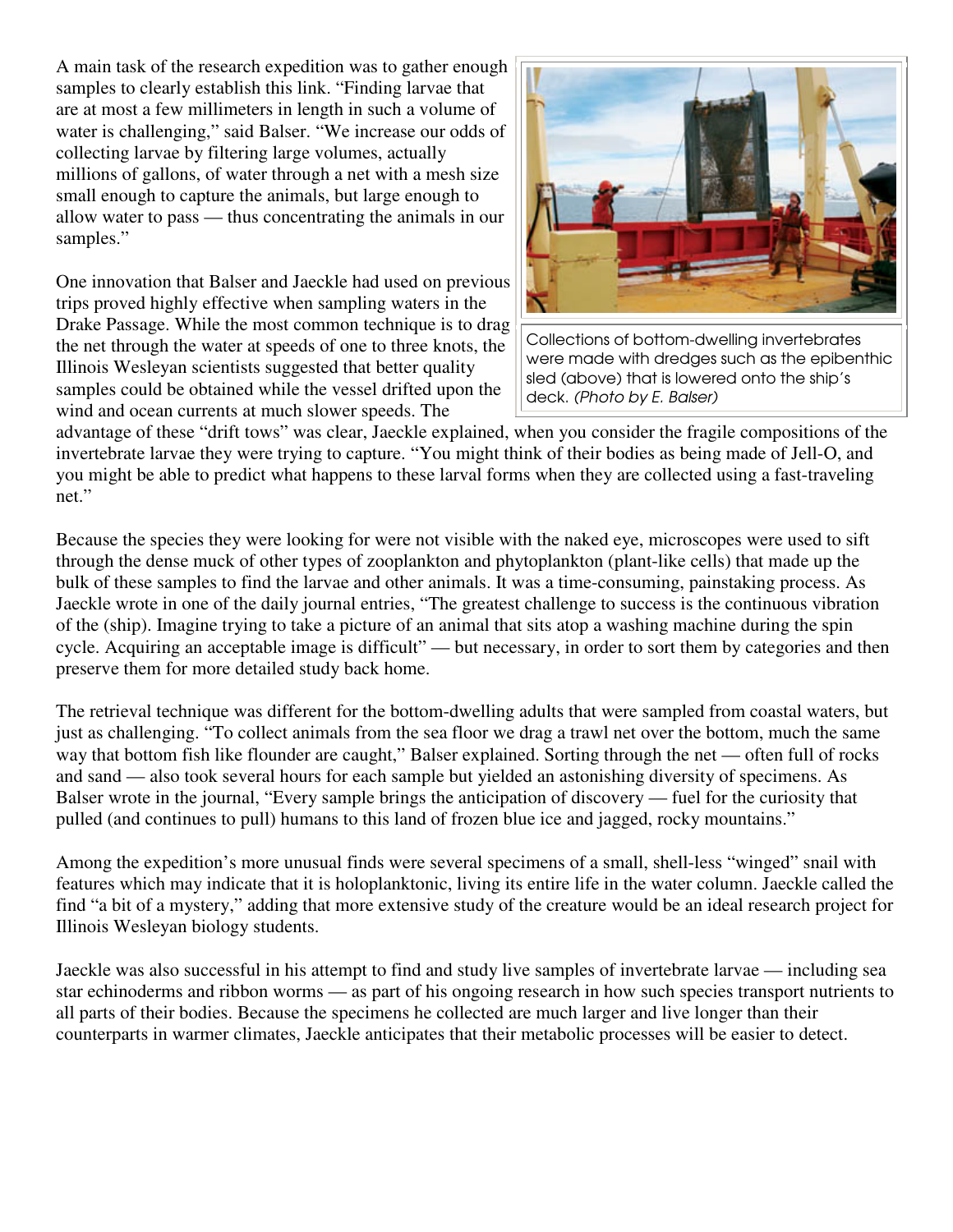A main task of the research expedition was to gather enough samples to clearly establish this link. "Finding larvae that are at most a few millimeters in length in such a volume of water is challenging," said Balser. "We increase our odds of collecting larvae by filtering large volumes, actually millions of gallons, of water through a net with a mesh size small enough to capture the animals, but large enough to allow water to pass — thus concentrating the animals in our samples."

Collections of bottom-dwelling invertebrates were made with dredges such as the epibenthic sled (above) that is lowered onto the ship's deck. *(Photo by E. Balser)*

One innovation that Balser and Jaeckle had used on previous trips proved highly effective when sampling waters in the Drake Passage. While the most common technique is to drag the net through the water at speeds of one to three knots, the Illinois Wesleyan scientists suggested that better quality samples could be obtained while the vessel drifted upon the wind and ocean currents at much slower speeds. The advantage of these "drift tows" was clear, Jaeckle explained, when you consider the fragile compositions of the invertebrate larvae they were trying to capture. "You might think of their bodies as being made of Jell-O, and you might be able to predict what happens to these larval forms when they are collected using a fast-traveling net."

Because the species they were looking for were not visible with the naked eye, microscopes were used to sift through the dense muck of other types of zooplankton and phytoplankton (plant-like cells) that made up the bulk of these samples to find the larvae and other animals. It was a time-consuming, painstaking process. As Jaeckle wrote in one of the daily journal entries, "The greatest challenge to success is the continuous vibration of the (ship). Imagine trying to take a picture of an animal that sits atop a washing machine during the spin cycle. Acquiring an acceptable image is difficult" — but necessary, in order to sort them by categories and then preserve them for more detailed study back home.

The retrieval technique was different for the bottom-dwelling adults that were sampled from coastal waters, but just as challenging. "To collect animals from the sea floor we drag a trawl net over the bottom, much the same way that bottom fish like flounder are caught," Balser explained. Sorting through the net — often full of rocks and sand — also took several hours for each sample but yielded an astonishing diversity of specimens. As Balser wrote in the journal, "Every sample brings the anticipation of discovery — fuel for the curiosity that pulled (and continues to pull) humans to this land of frozen blue ice and jagged, rocky mountains."

Among the expedition's more unusual finds were several specimens of a small, shell-less "winged" snail with features which may indicate that it is holoplanktonic, living its entire life in the water column. Jaeckle called the find "a bit of a mystery," adding that more extensive study of the creature would be an ideal research project for Illinois Wesleyan biology students.

Jaeckle was also successful in his attempt to find and study live samples of invertebrate larvae — including sea star echinoderms and ribbon worms — as part of his ongoing research in how such species transport nutrients to all parts of their bodies. Because the specimens he collected are much larger and live longer than their counterparts in warmer climates, Jaeckle anticipates that their metabolic processes will be easier to detect.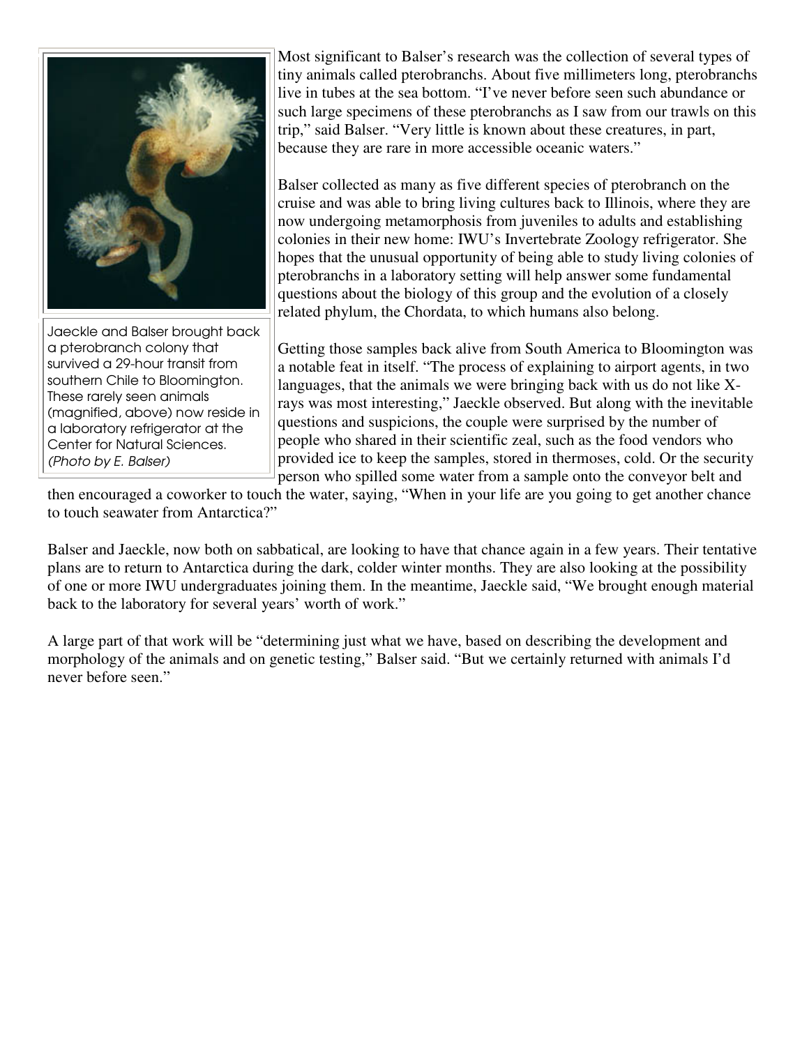Jaeckle and Balser brought back a pterobranch colony that survived a 29-hour transit from southern Chile to Bloomington. These rarely seen animals (magnified, above) now reside in a laboratory refrigerator at the Center for Natural Sciences. *(Photo by E. Balser)*

Most significant to Balser's research was the collection of several types of tiny animals called pterobranchs. About five millimeters long, pterobranchs live in tubes at the sea bottom. "I've never before seen such abundance or such large specimens of these pterobranchs as I saw from our trawls on this trip," said Balser. "Very little is known about these creatures, in part, because they are rare in more accessible oceanic waters."

Balser collected as many as five different species of pterobranch on the cruise and was able to bring living cultures back to Illinois, where they are now undergoing metamorphosis from juveniles to adults and establishing colonies in their new home: IWU's Invertebrate Zoology refrigerator. She hopes that the unusual opportunity of being able to study living colonies of pterobranchs in a laboratory setting will help answer some fundamental questions about the biology of this group and the evolution of a closely related phylum, the Chordata, to which humans also belong.

Getting those samples back alive from South America to Bloomington was a notable feat in itself. "The process of explaining to airport agents, in two languages, that the animals we were bringing back with us do not like X-rays was most interesting," Jaeckle observed. But along with the inevitable questions and suspicions, the couple were surprised by the number of people who shared in their scientific zeal, such as the food vendors who provided ice to keep the samples, stored in thermoses, cold. Or the security person who spilled some water from a sample onto the conveyor belt and then encouraged a coworker to touch the water, saying, "When in your life are you going to get another chance to touch seawater from Antarctica?"

Balser and Jaeckle, now both on sabbatical, are looking to have that chance again in a few years. Their tentative plans are to return to Antarctica during the dark, colder winter months. They are also looking at the possibility of one or more IWU undergraduates joining them. In the meantime, Jaeckle said, "We brought enough material back to the laboratory for several years' worth of work."

A large part of that work will be "determining just what we have, based on describing the development and morphology of the animals and on genetic testing," Balser said. "But we certainly returned with animals I'd never before seen."